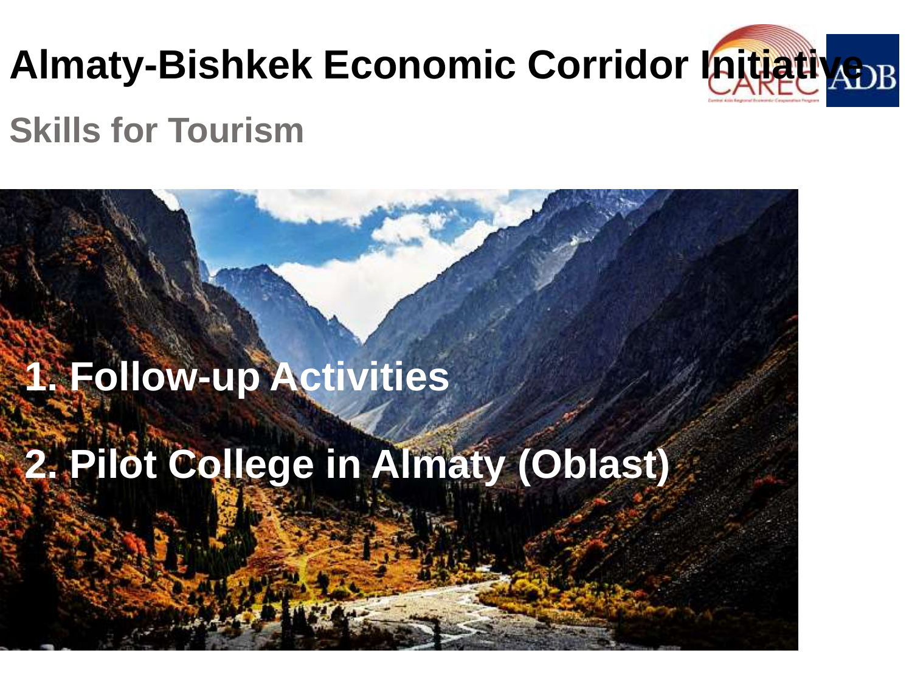# Almaty-Bishkek Economic Corridor Initiative

## Skills for Tourism

1. Follow-up Activities
2. Pilot College in Almaty (Oblast)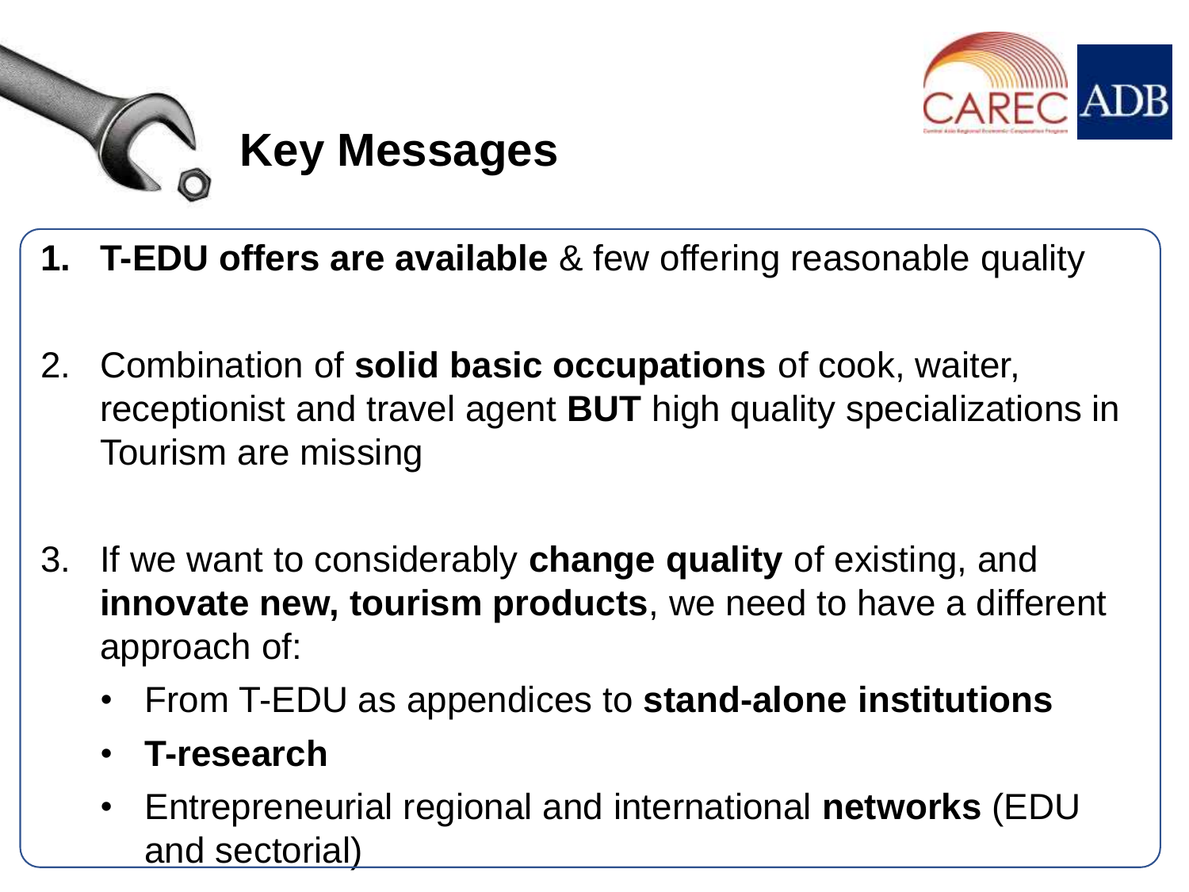# Key Messages

1. **T-EDU offers are available** & few offering reasonable quality

2. Combination of **solid basic occupations** of cook, waiter, receptionist and travel agent **BUT** high quality specializations in Tourism are missing

3. If we want to considerably **change quality** of existing, and **innovate new, tourism products**, we need to have a different approach of:
   - From T-EDU as appendices to **stand-alone institutions**
   - **T-research**
   - Entrepreneurial regional and international **networks** (EDU and sectorial)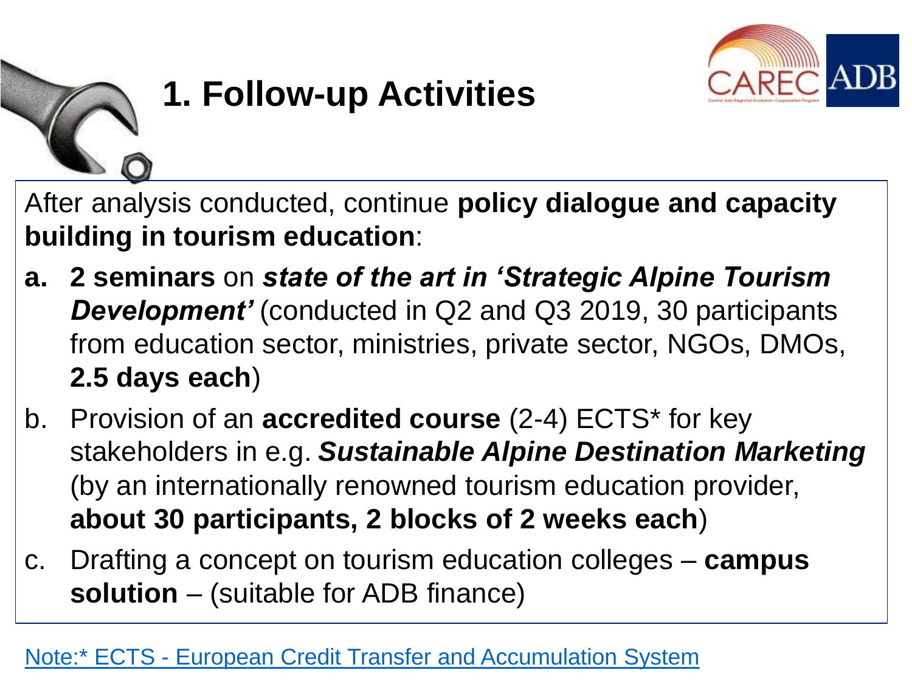# 1. Follow-up Activities

After analysis conducted, continue **policy dialogue and capacity building in tourism education**:

a. **2 seminars** on ***state of the art in 'Strategic Alpine Tourism Development'*** (conducted in Q2 and Q3 2019, 30 participants from education sector, ministries, private sector, NGOs, DMOs, **2.5 days each**)

b. Provision of an **accredited course** (2-4) ECTS* for key stakeholders in e.g. ***Sustainable Alpine Destination Marketing*** (by an internationally renowned tourism education provider, **about 30 participants, 2 blocks of 2 weeks each**)

c. Drafting a concept on tourism education colleges – **campus solution** – (suitable for ADB finance)

Note:* ECTS - European Credit Transfer and Accumulation System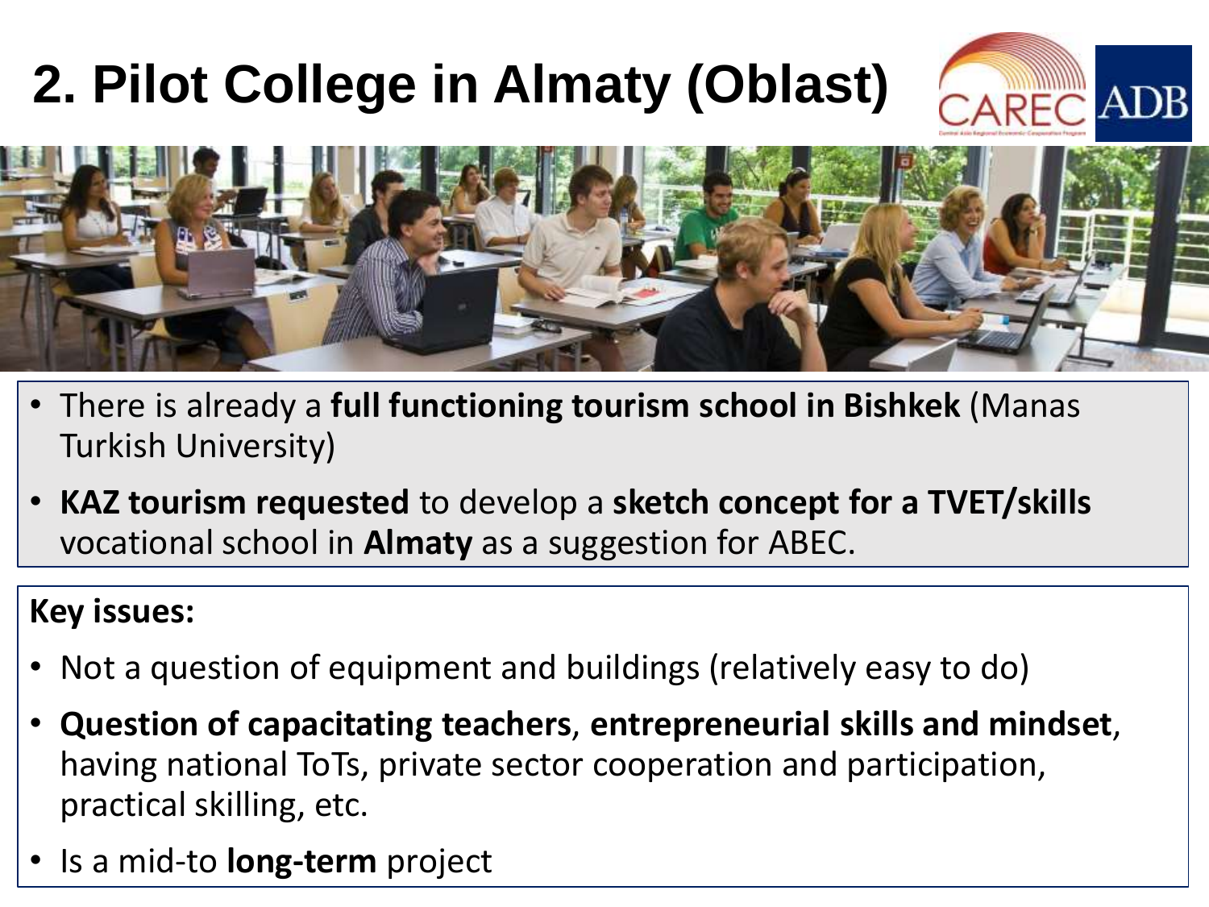# 2. Pilot College in Almaty (Oblast)

- There is already a **full functioning tourism school in Bishkek** (Manas Turkish University)
- **KAZ tourism requested** to develop a **sketch concept for a TVET/skills** vocational school in **Almaty** as a suggestion for ABEC.

**Key issues:**

- Not a question of equipment and buildings (relatively easy to do)
- **Question of capacitating teachers**, **entrepreneurial skills and mindset**, having national ToTs, private sector cooperation and participation, practical skilling, etc.
- Is a mid-to **long-term** project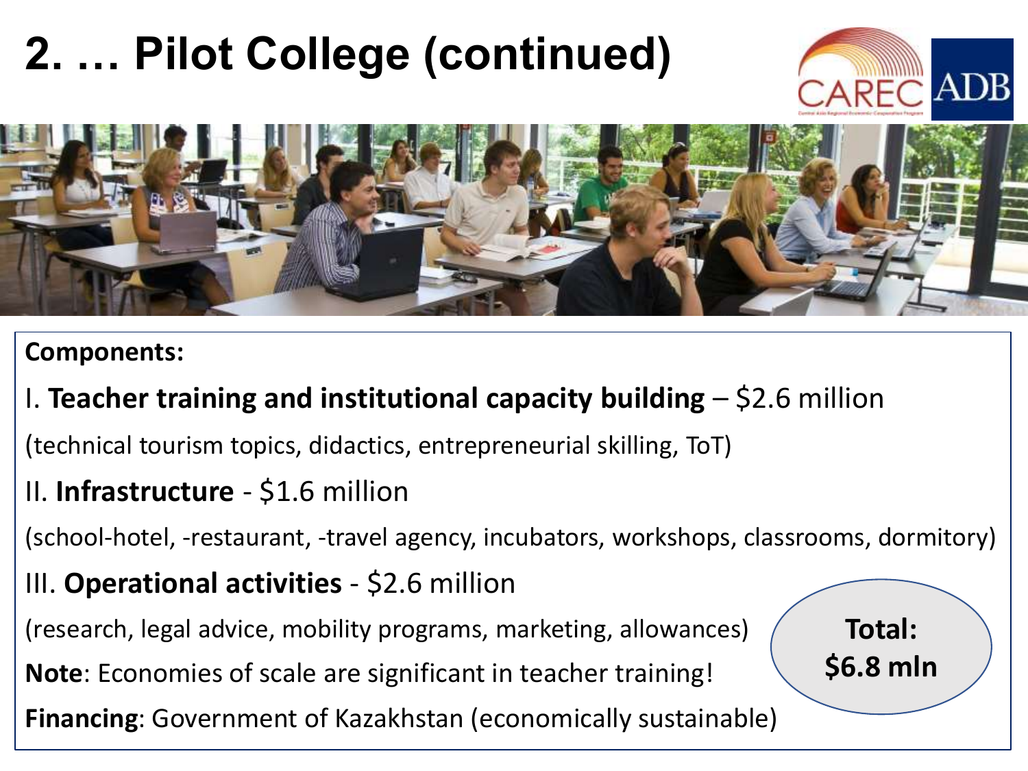# 2. … Pilot College (continued)

**Components:**

I. **Teacher training and institutional capacity building** – $2.6 million

(technical tourism topics, didactics, entrepreneurial skilling, ToT)

II. **Infrastructure** - $1.6 million

(school-hotel, -restaurant, -travel agency, incubators, workshops, classrooms, dormitory)

III. **Operational activities** - $2.6 million

(research, legal advice, mobility programs, marketing, allowances)

**Note**: Economies of scale are significant in teacher training!

**Financing**: Government of Kazakhstan (economically sustainable)

**Total: $6.8 mln**